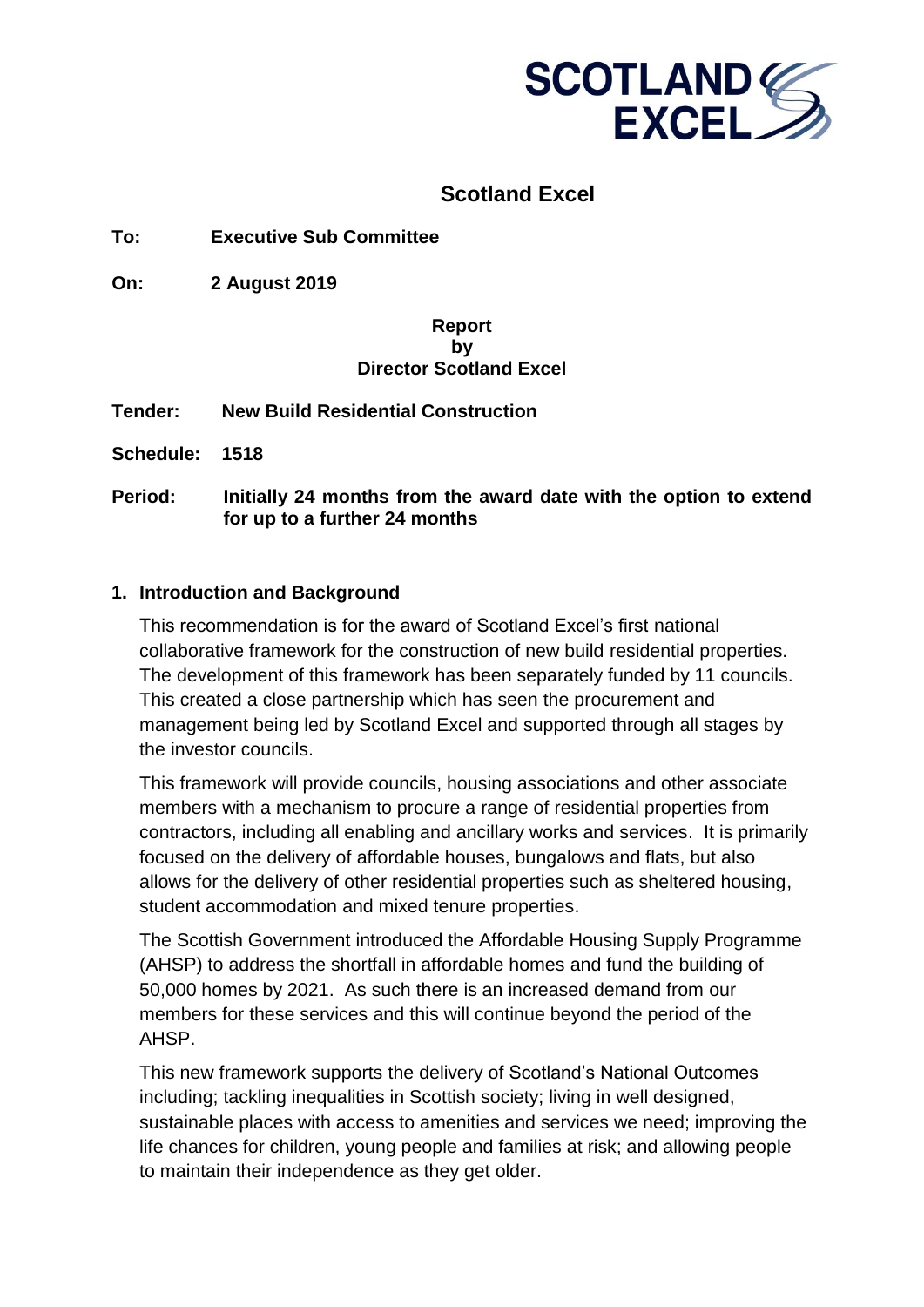# Scotland Excel

**To:** **Executive Sub Committee**

**On:** **2 August 2019**

**Report**
**by**
**Director Scotland Excel**

**Tender:** **New Build Residential Construction**

**Schedule:** **1518**

**Period:** **Initially 24 months from the award date with the option to extend for up to a further 24 months**

## 1. Introduction and Background

This recommendation is for the award of Scotland Excel's first national collaborative framework for the construction of new build residential properties. The development of this framework has been separately funded by 11 councils. This created a close partnership which has seen the procurement and management being led by Scotland Excel and supported through all stages by the investor councils.

This framework will provide councils, housing associations and other associate members with a mechanism to procure a range of residential properties from contractors, including all enabling and ancillary works and services. It is primarily focused on the delivery of affordable houses, bungalows and flats, but also allows for the delivery of other residential properties such as sheltered housing, student accommodation and mixed tenure properties.

The Scottish Government introduced the Affordable Housing Supply Programme (AHSP) to address the shortfall in affordable homes and fund the building of 50,000 homes by 2021. As such there is an increased demand from our members for these services and this will continue beyond the period of the AHSP.

This new framework supports the delivery of Scotland's National Outcomes including; tackling inequalities in Scottish society; living in well designed, sustainable places with access to amenities and services we need; improving the life chances for children, young people and families at risk; and allowing people to maintain their independence as they get older.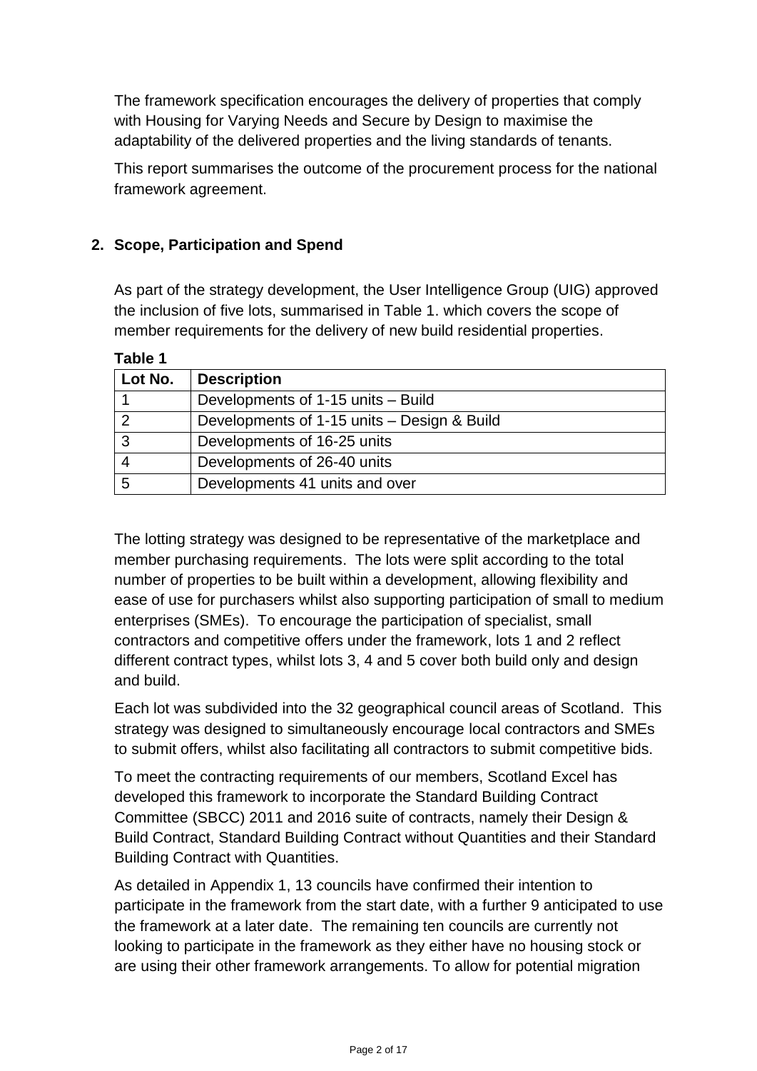The framework specification encourages the delivery of properties that comply with Housing for Varying Needs and Secure by Design to maximise the adaptability of the delivered properties and the living standards of tenants.

This report summarises the outcome of the procurement process for the national framework agreement.

## 2. Scope, Participation and Spend

As part of the strategy development, the User Intelligence Group (UIG) approved the inclusion of five lots, summarised in Table 1. which covers the scope of member requirements for the delivery of new build residential properties.

**Table 1**

| Lot No. | Description |
|---|---|
| 1 | Developments of 1-15 units – Build |
| 2 | Developments of 1-15 units – Design & Build |
| 3 | Developments of 16-25 units |
| 4 | Developments of 26-40 units |
| 5 | Developments 41 units and over |

The lotting strategy was designed to be representative of the marketplace and member purchasing requirements. The lots were split according to the total number of properties to be built within a development, allowing flexibility and ease of use for purchasers whilst also supporting participation of small to medium enterprises (SMEs). To encourage the participation of specialist, small contractors and competitive offers under the framework, lots 1 and 2 reflect different contract types, whilst lots 3, 4 and 5 cover both build only and design and build.

Each lot was subdivided into the 32 geographical council areas of Scotland. This strategy was designed to simultaneously encourage local contractors and SMEs to submit offers, whilst also facilitating all contractors to submit competitive bids.

To meet the contracting requirements of our members, Scotland Excel has developed this framework to incorporate the Standard Building Contract Committee (SBCC) 2011 and 2016 suite of contracts, namely their Design & Build Contract, Standard Building Contract without Quantities and their Standard Building Contract with Quantities.

As detailed in Appendix 1, 13 councils have confirmed their intention to participate in the framework from the start date, with a further 9 anticipated to use the framework at a later date. The remaining ten councils are currently not looking to participate in the framework as they either have no housing stock or are using their other framework arrangements. To allow for potential migration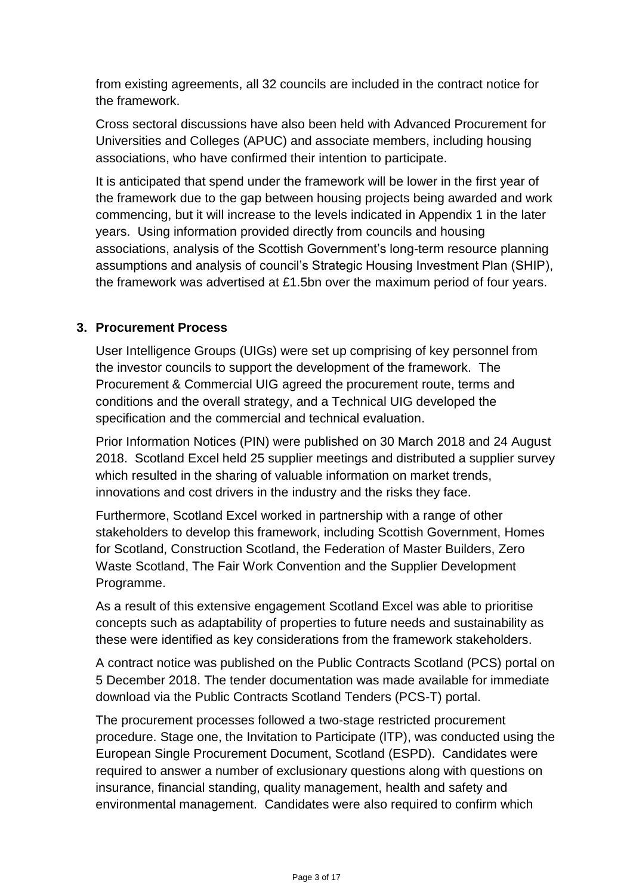from existing agreements, all 32 councils are included in the contract notice for the framework.

Cross sectoral discussions have also been held with Advanced Procurement for Universities and Colleges (APUC) and associate members, including housing associations, who have confirmed their intention to participate.

It is anticipated that spend under the framework will be lower in the first year of the framework due to the gap between housing projects being awarded and work commencing, but it will increase to the levels indicated in Appendix 1 in the later years. Using information provided directly from councils and housing associations, analysis of the Scottish Government's long-term resource planning assumptions and analysis of council's Strategic Housing Investment Plan (SHIP), the framework was advertised at £1.5bn over the maximum period of four years.

## 3. Procurement Process

User Intelligence Groups (UIGs) were set up comprising of key personnel from the investor councils to support the development of the framework. The Procurement & Commercial UIG agreed the procurement route, terms and conditions and the overall strategy, and a Technical UIG developed the specification and the commercial and technical evaluation.

Prior Information Notices (PIN) were published on 30 March 2018 and 24 August 2018. Scotland Excel held 25 supplier meetings and distributed a supplier survey which resulted in the sharing of valuable information on market trends, innovations and cost drivers in the industry and the risks they face.

Furthermore, Scotland Excel worked in partnership with a range of other stakeholders to develop this framework, including Scottish Government, Homes for Scotland, Construction Scotland, the Federation of Master Builders, Zero Waste Scotland, The Fair Work Convention and the Supplier Development Programme.

As a result of this extensive engagement Scotland Excel was able to prioritise concepts such as adaptability of properties to future needs and sustainability as these were identified as key considerations from the framework stakeholders.

A contract notice was published on the Public Contracts Scotland (PCS) portal on 5 December 2018. The tender documentation was made available for immediate download via the Public Contracts Scotland Tenders (PCS-T) portal.

The procurement processes followed a two-stage restricted procurement procedure. Stage one, the Invitation to Participate (ITP), was conducted using the European Single Procurement Document, Scotland (ESPD). Candidates were required to answer a number of exclusionary questions along with questions on insurance, financial standing, quality management, health and safety and environmental management. Candidates were also required to confirm which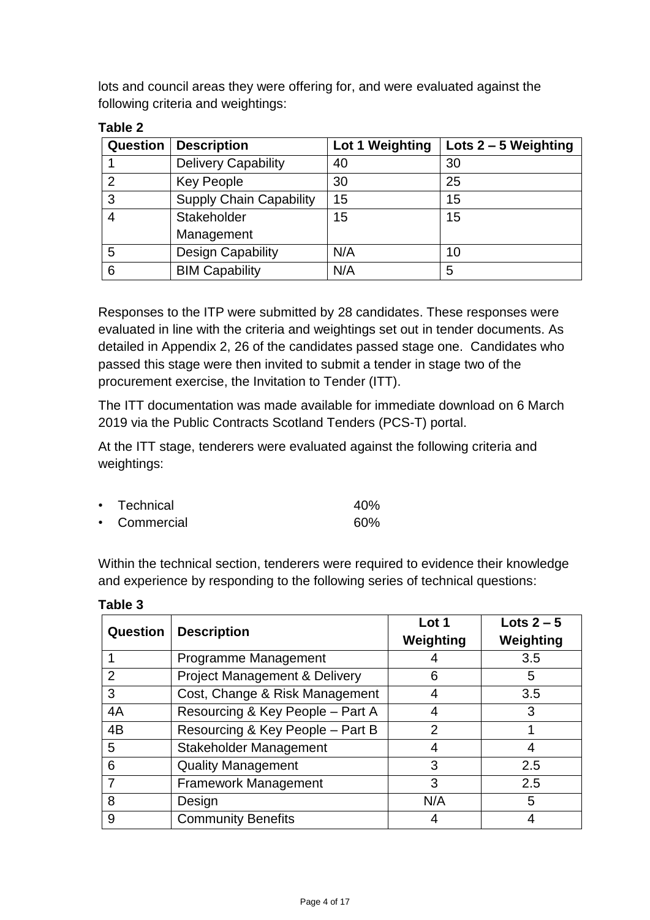lots and council areas they were offering for, and were evaluated against the following criteria and weightings:

**Table 2**

| Question | Description | Lot 1 Weighting | Lots 2 – 5 Weighting |
|---|---|---|---|
| 1 | Delivery Capability | 40 | 30 |
| 2 | Key People | 30 | 25 |
| 3 | Supply Chain Capability | 15 | 15 |
| 4 | Stakeholder Management | 15 | 15 |
| 5 | Design Capability | N/A | 10 |
| 6 | BIM Capability | N/A | 5 |

Responses to the ITP were submitted by 28 candidates. These responses were evaluated in line with the criteria and weightings set out in tender documents. As detailed in Appendix 2, 26 of the candidates passed stage one. Candidates who passed this stage were then invited to submit a tender in stage two of the procurement exercise, the Invitation to Tender (ITT).

The ITT documentation was made available for immediate download on 6 March 2019 via the Public Contracts Scotland Tenders (PCS-T) portal.

At the ITT stage, tenderers were evaluated against the following criteria and weightings:

- Technical 40%
- Commercial 60%

Within the technical section, tenderers were required to evidence their knowledge and experience by responding to the following series of technical questions:

**Table 3**

| Question | Description | Lot 1 Weighting | Lots 2 – 5 Weighting |
|---|---|---|---|
| 1 | Programme Management | 4 | 3.5 |
| 2 | Project Management & Delivery | 6 | 5 |
| 3 | Cost, Change & Risk Management | 4 | 3.5 |
| 4A | Resourcing & Key People – Part A | 4 | 3 |
| 4B | Resourcing & Key People – Part B | 2 | 1 |
| 5 | Stakeholder Management | 4 | 4 |
| 6 | Quality Management | 3 | 2.5 |
| 7 | Framework Management | 3 | 2.5 |
| 8 | Design | N/A | 5 |
| 9 | Community Benefits | 4 | 4 |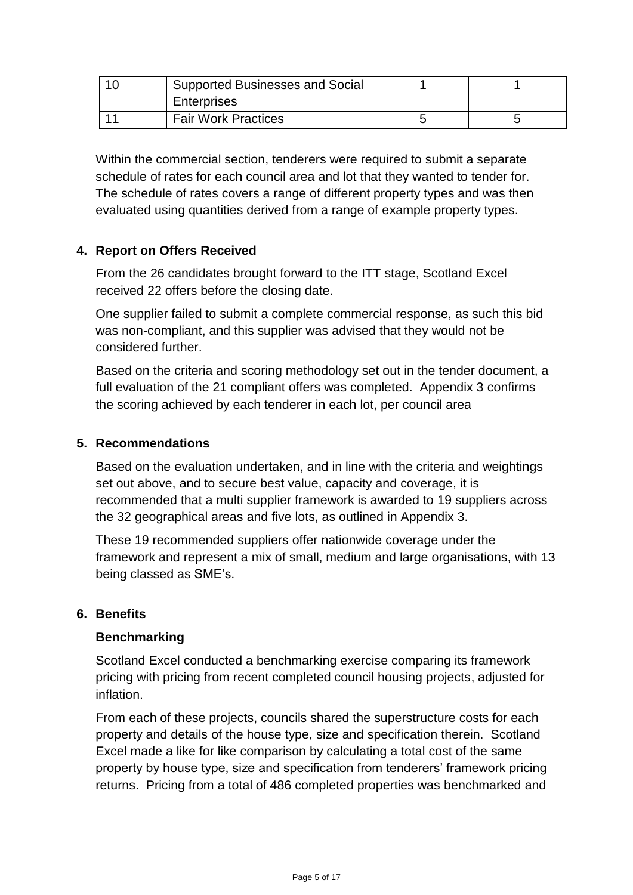| 10 | Supported Businesses and Social Enterprises | 1 | 1 |
|---|---|---|---|
| 11 | Fair Work Practices | 5 | 5 |

Within the commercial section, tenderers were required to submit a separate schedule of rates for each council area and lot that they wanted to tender for. The schedule of rates covers a range of different property types and was then evaluated using quantities derived from a range of example property types.

## 4. Report on Offers Received

From the 26 candidates brought forward to the ITT stage, Scotland Excel received 22 offers before the closing date.

One supplier failed to submit a complete commercial response, as such this bid was non-compliant, and this supplier was advised that they would not be considered further.

Based on the criteria and scoring methodology set out in the tender document, a full evaluation of the 21 compliant offers was completed. Appendix 3 confirms the scoring achieved by each tenderer in each lot, per council area

## 5. Recommendations

Based on the evaluation undertaken, and in line with the criteria and weightings set out above, and to secure best value, capacity and coverage, it is recommended that a multi supplier framework is awarded to 19 suppliers across the 32 geographical areas and five lots, as outlined in Appendix 3.

These 19 recommended suppliers offer nationwide coverage under the framework and represent a mix of small, medium and large organisations, with 13 being classed as SME's.

## 6. Benefits

### Benchmarking

Scotland Excel conducted a benchmarking exercise comparing its framework pricing with pricing from recent completed council housing projects, adjusted for inflation.

From each of these projects, councils shared the superstructure costs for each property and details of the house type, size and specification therein. Scotland Excel made a like for like comparison by calculating a total cost of the same property by house type, size and specification from tenderers' framework pricing returns. Pricing from a total of 486 completed properties was benchmarked and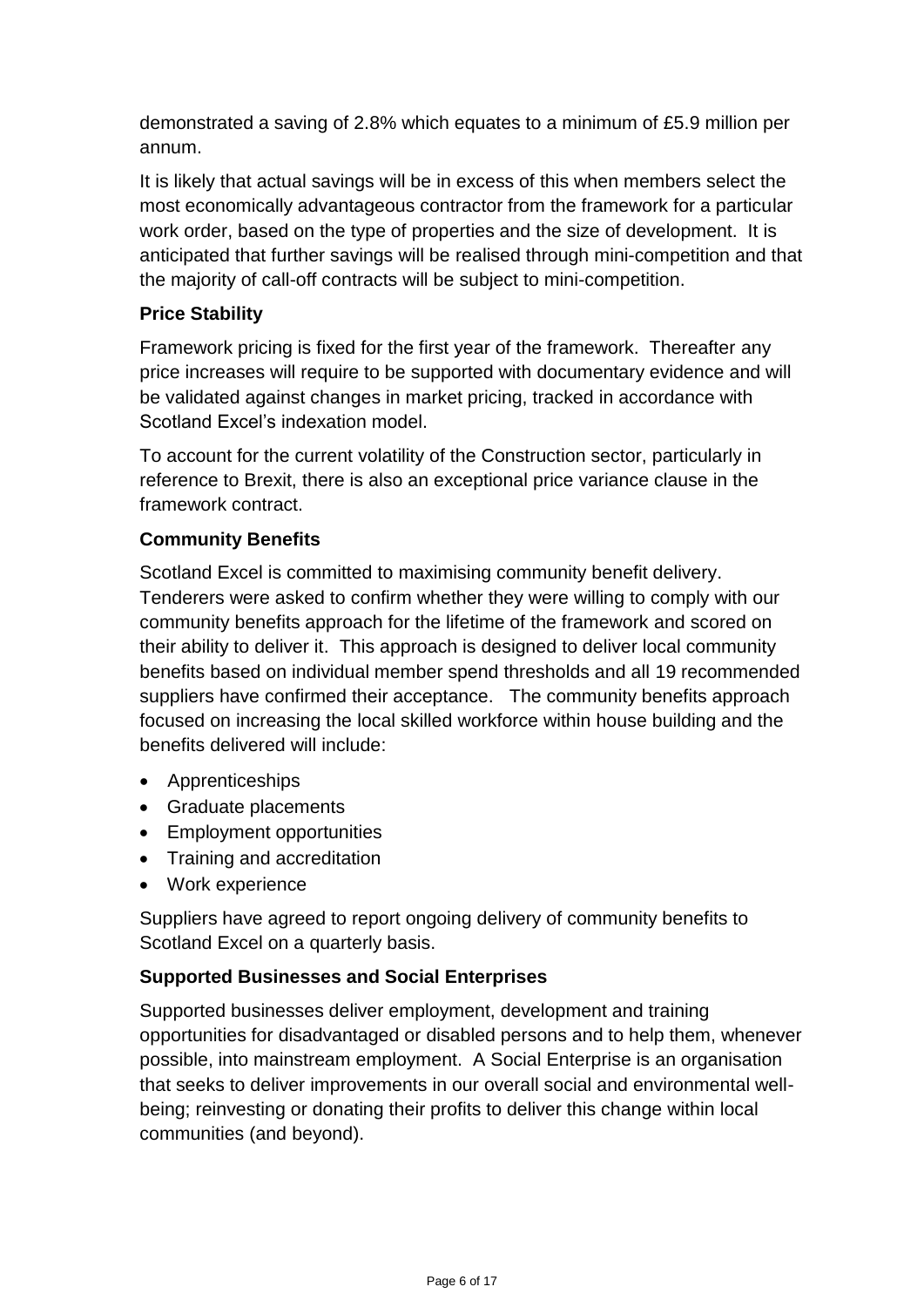demonstrated a saving of 2.8% which equates to a minimum of £5.9 million per annum.

It is likely that actual savings will be in excess of this when members select the most economically advantageous contractor from the framework for a particular work order, based on the type of properties and the size of development. It is anticipated that further savings will be realised through mini-competition and that the majority of call-off contracts will be subject to mini-competition.

**Price Stability**

Framework pricing is fixed for the first year of the framework. Thereafter any price increases will require to be supported with documentary evidence and will be validated against changes in market pricing, tracked in accordance with Scotland Excel's indexation model.

To account for the current volatility of the Construction sector, particularly in reference to Brexit, there is also an exceptional price variance clause in the framework contract.

**Community Benefits**

Scotland Excel is committed to maximising community benefit delivery. Tenderers were asked to confirm whether they were willing to comply with our community benefits approach for the lifetime of the framework and scored on their ability to deliver it. This approach is designed to deliver local community benefits based on individual member spend thresholds and all 19 recommended suppliers have confirmed their acceptance. The community benefits approach focused on increasing the local skilled workforce within house building and the benefits delivered will include:

- Apprenticeships
- Graduate placements
- Employment opportunities
- Training and accreditation
- Work experience

Suppliers have agreed to report ongoing delivery of community benefits to Scotland Excel on a quarterly basis.

**Supported Businesses and Social Enterprises**

Supported businesses deliver employment, development and training opportunities for disadvantaged or disabled persons and to help them, whenever possible, into mainstream employment. A Social Enterprise is an organisation that seeks to deliver improvements in our overall social and environmental well-being; reinvesting or donating their profits to deliver this change within local communities (and beyond).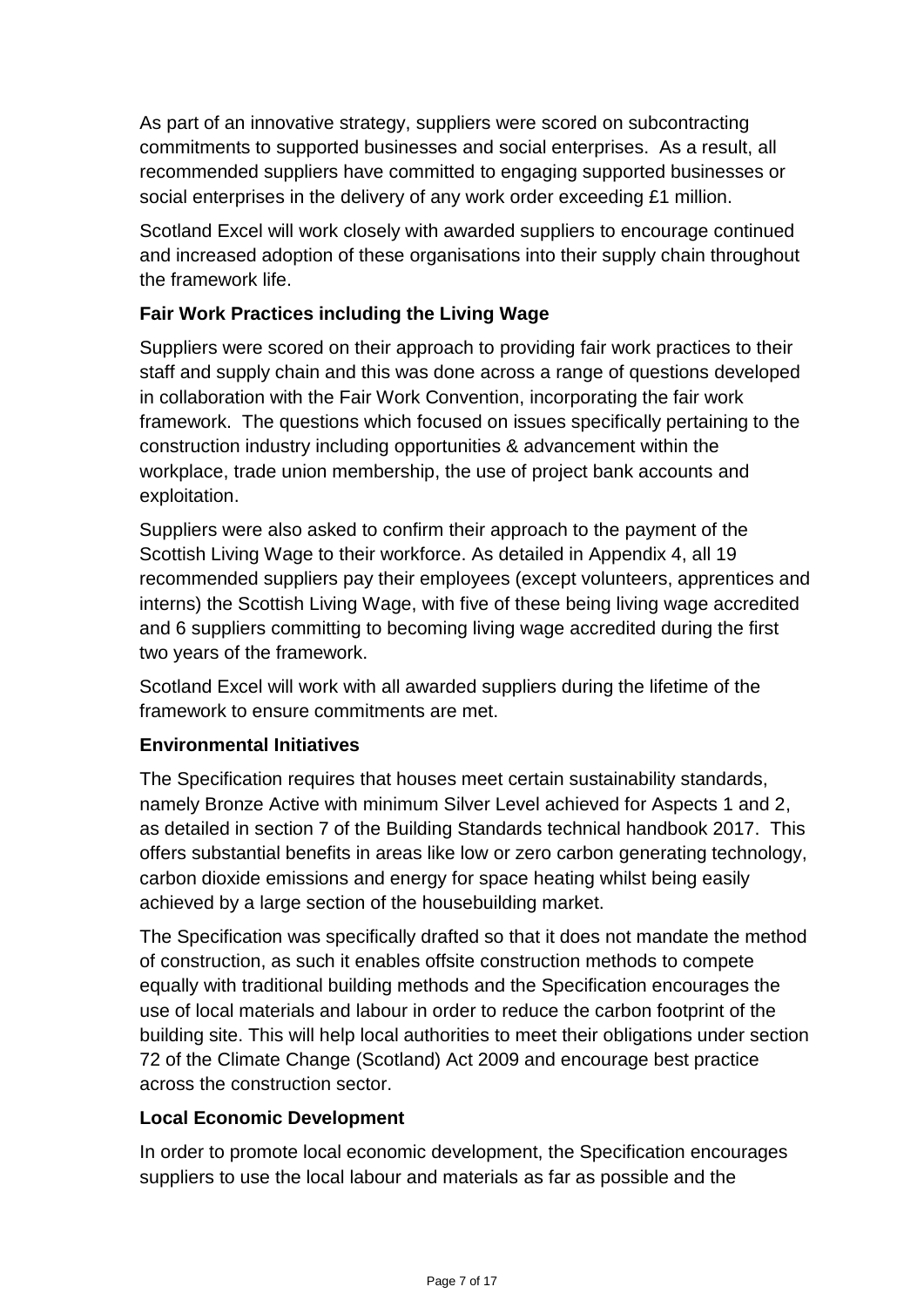As part of an innovative strategy, suppliers were scored on subcontracting commitments to supported businesses and social enterprises. As a result, all recommended suppliers have committed to engaging supported businesses or social enterprises in the delivery of any work order exceeding £1 million.

Scotland Excel will work closely with awarded suppliers to encourage continued and increased adoption of these organisations into their supply chain throughout the framework life.

**Fair Work Practices including the Living Wage**

Suppliers were scored on their approach to providing fair work practices to their staff and supply chain and this was done across a range of questions developed in collaboration with the Fair Work Convention, incorporating the fair work framework. The questions which focused on issues specifically pertaining to the construction industry including opportunities & advancement within the workplace, trade union membership, the use of project bank accounts and exploitation.

Suppliers were also asked to confirm their approach to the payment of the Scottish Living Wage to their workforce. As detailed in Appendix 4, all 19 recommended suppliers pay their employees (except volunteers, apprentices and interns) the Scottish Living Wage, with five of these being living wage accredited and 6 suppliers committing to becoming living wage accredited during the first two years of the framework.

Scotland Excel will work with all awarded suppliers during the lifetime of the framework to ensure commitments are met.

**Environmental Initiatives**

The Specification requires that houses meet certain sustainability standards, namely Bronze Active with minimum Silver Level achieved for Aspects 1 and 2, as detailed in section 7 of the Building Standards technical handbook 2017. This offers substantial benefits in areas like low or zero carbon generating technology, carbon dioxide emissions and energy for space heating whilst being easily achieved by a large section of the housebuilding market.

The Specification was specifically drafted so that it does not mandate the method of construction, as such it enables offsite construction methods to compete equally with traditional building methods and the Specification encourages the use of local materials and labour in order to reduce the carbon footprint of the building site. This will help local authorities to meet their obligations under section 72 of the Climate Change (Scotland) Act 2009 and encourage best practice across the construction sector.

**Local Economic Development**

In order to promote local economic development, the Specification encourages suppliers to use the local labour and materials as far as possible and the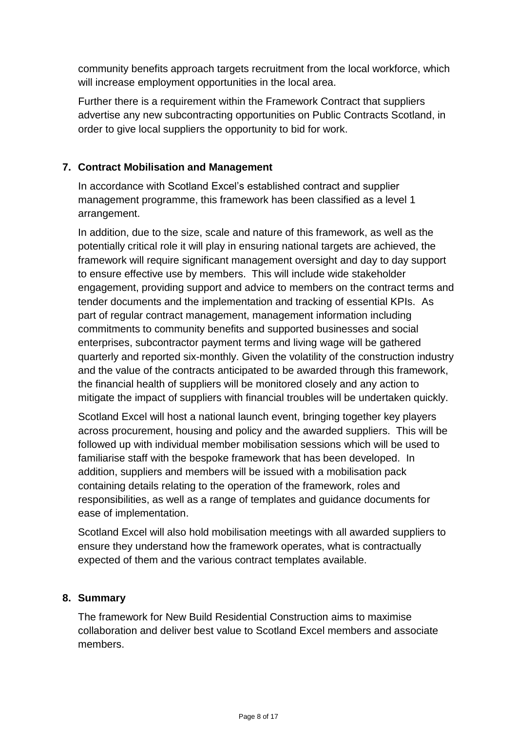community benefits approach targets recruitment from the local workforce, which will increase employment opportunities in the local area.

Further there is a requirement within the Framework Contract that suppliers advertise any new subcontracting opportunities on Public Contracts Scotland, in order to give local suppliers the opportunity to bid for work.

## 7. Contract Mobilisation and Management

In accordance with Scotland Excel's established contract and supplier management programme, this framework has been classified as a level 1 arrangement.

In addition, due to the size, scale and nature of this framework, as well as the potentially critical role it will play in ensuring national targets are achieved, the framework will require significant management oversight and day to day support to ensure effective use by members. This will include wide stakeholder engagement, providing support and advice to members on the contract terms and tender documents and the implementation and tracking of essential KPIs. As part of regular contract management, management information including commitments to community benefits and supported businesses and social enterprises, subcontractor payment terms and living wage will be gathered quarterly and reported six-monthly. Given the volatility of the construction industry and the value of the contracts anticipated to be awarded through this framework, the financial health of suppliers will be monitored closely and any action to mitigate the impact of suppliers with financial troubles will be undertaken quickly.

Scotland Excel will host a national launch event, bringing together key players across procurement, housing and policy and the awarded suppliers. This will be followed up with individual member mobilisation sessions which will be used to familiarise staff with the bespoke framework that has been developed. In addition, suppliers and members will be issued with a mobilisation pack containing details relating to the operation of the framework, roles and responsibilities, as well as a range of templates and guidance documents for ease of implementation.

Scotland Excel will also hold mobilisation meetings with all awarded suppliers to ensure they understand how the framework operates, what is contractually expected of them and the various contract templates available.

## 8. Summary

The framework for New Build Residential Construction aims to maximise collaboration and deliver best value to Scotland Excel members and associate members.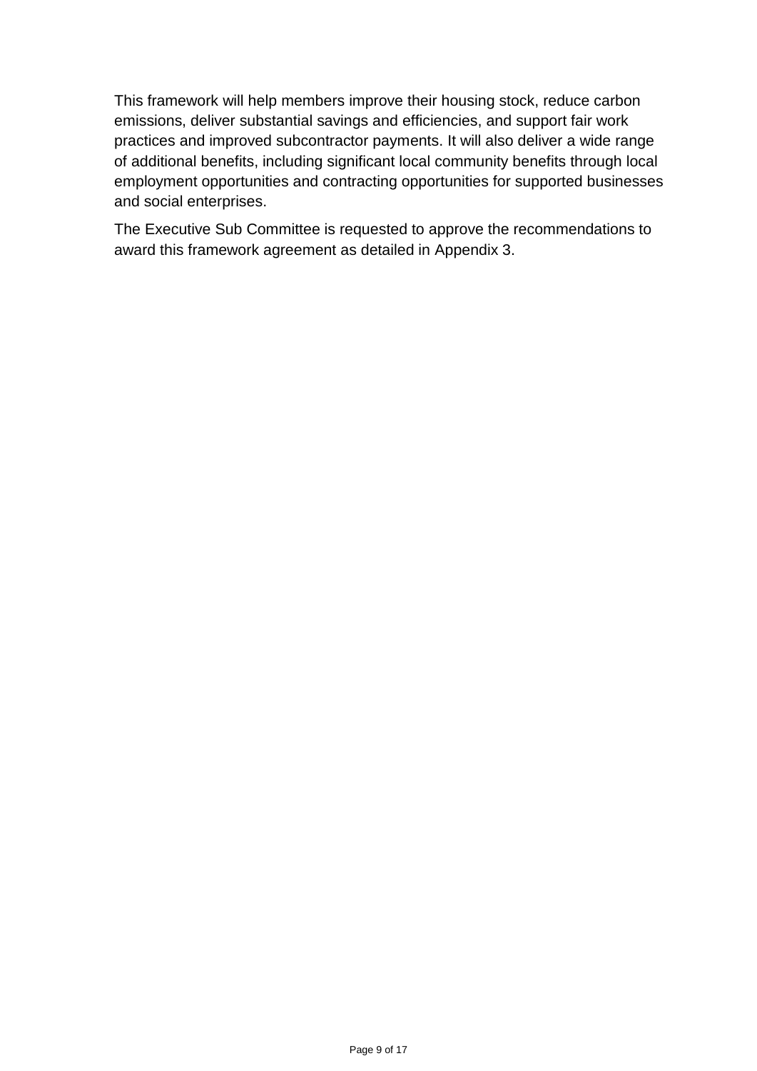This framework will help members improve their housing stock, reduce carbon emissions, deliver substantial savings and efficiencies, and support fair work practices and improved subcontractor payments. It will also deliver a wide range of additional benefits, including significant local community benefits through local employment opportunities and contracting opportunities for supported businesses and social enterprises.

The Executive Sub Committee is requested to approve the recommendations to award this framework agreement as detailed in Appendix 3.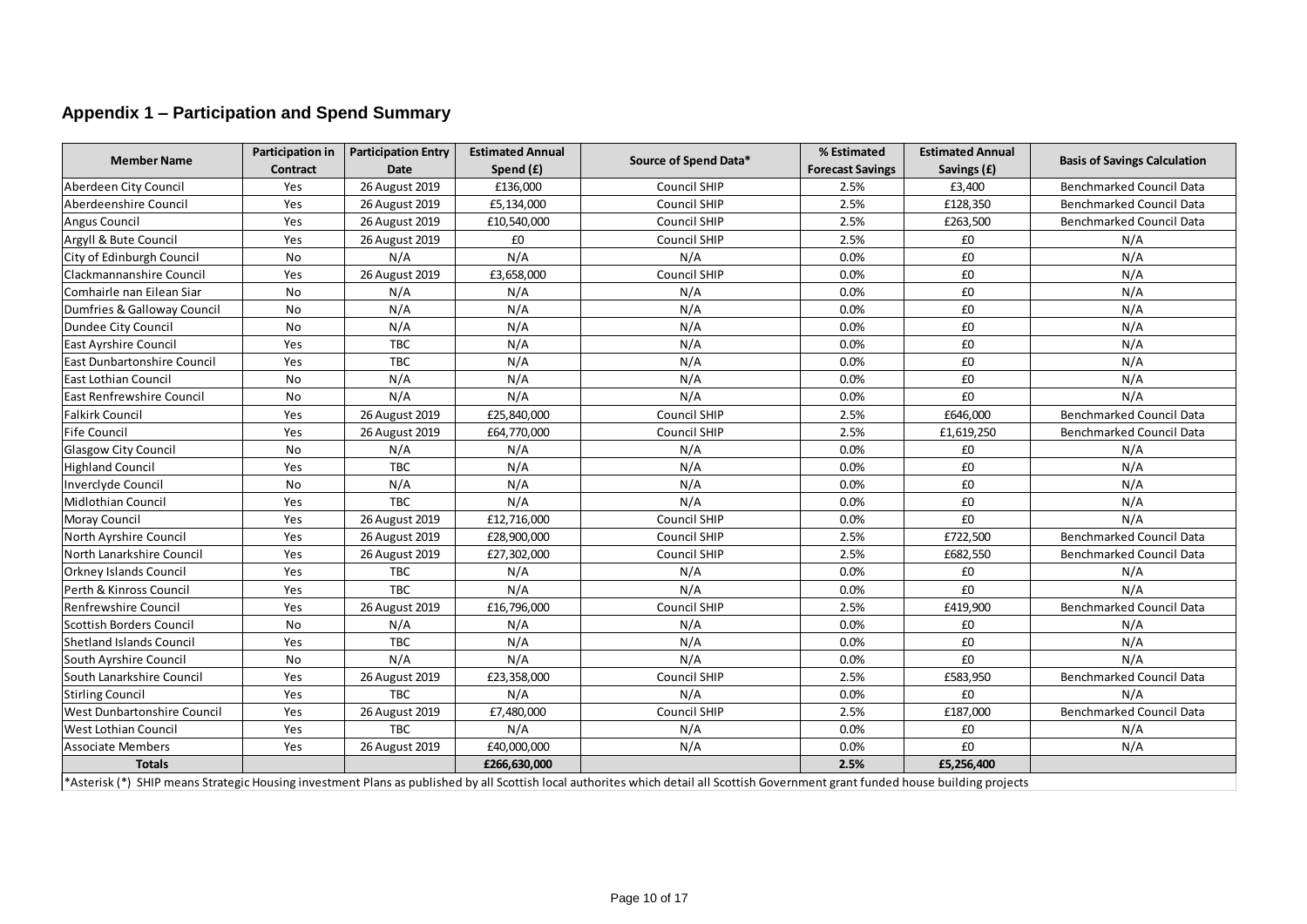## Appendix 1 – Participation and Spend Summary

| Member Name | Participation in Contract | Participation Entry Date | Estimated Annual Spend (£) | Source of Spend Data* | % Estimated Forecast Savings | Estimated Annual Savings (£) | Basis of Savings Calculation |
|---|---|---|---|---|---|---|---|
| Aberdeen City Council | Yes | 26 August 2019 | £136,000 | Council SHIP | 2.5% | £3,400 | Benchmarked Council Data |
| Aberdeenshire Council | Yes | 26 August 2019 | £5,134,000 | Council SHIP | 2.5% | £128,350 | Benchmarked Council Data |
| Angus Council | Yes | 26 August 2019 | £10,540,000 | Council SHIP | 2.5% | £263,500 | Benchmarked Council Data |
| Argyll & Bute Council | Yes | 26 August 2019 | £0 | Council SHIP | 2.5% | £0 | N/A |
| City of Edinburgh Council | No | N/A | N/A | N/A | 0.0% | £0 | N/A |
| Clackmannanshire Council | Yes | 26 August 2019 | £3,658,000 | Council SHIP | 0.0% | £0 | N/A |
| Comhairle nan Eilean Siar | No | N/A | N/A | N/A | 0.0% | £0 | N/A |
| Dumfries & Galloway Council | No | N/A | N/A | N/A | 0.0% | £0 | N/A |
| Dundee City Council | No | N/A | N/A | N/A | 0.0% | £0 | N/A |
| East Ayrshire Council | Yes | TBC | N/A | N/A | 0.0% | £0 | N/A |
| East Dunbartonshire Council | Yes | TBC | N/A | N/A | 0.0% | £0 | N/A |
| East Lothian Council | No | N/A | N/A | N/A | 0.0% | £0 | N/A |
| East Renfrewshire Council | No | N/A | N/A | N/A | 0.0% | £0 | N/A |
| Falkirk Council | Yes | 26 August 2019 | £25,840,000 | Council SHIP | 2.5% | £646,000 | Benchmarked Council Data |
| Fife Council | Yes | 26 August 2019 | £64,770,000 | Council SHIP | 2.5% | £1,619,250 | Benchmarked Council Data |
| Glasgow City Council | No | N/A | N/A | N/A | 0.0% | £0 | N/A |
| Highland Council | Yes | TBC | N/A | N/A | 0.0% | £0 | N/A |
| Inverclyde Council | No | N/A | N/A | N/A | 0.0% | £0 | N/A |
| Midlothian Council | Yes | TBC | N/A | N/A | 0.0% | £0 | N/A |
| Moray Council | Yes | 26 August 2019 | £12,716,000 | Council SHIP | 0.0% | £0 | N/A |
| North Ayrshire Council | Yes | 26 August 2019 | £28,900,000 | Council SHIP | 2.5% | £722,500 | Benchmarked Council Data |
| North Lanarkshire Council | Yes | 26 August 2019 | £27,302,000 | Council SHIP | 2.5% | £682,550 | Benchmarked Council Data |
| Orkney Islands Council | Yes | TBC | N/A | N/A | 0.0% | £0 | N/A |
| Perth & Kinross Council | Yes | TBC | N/A | N/A | 0.0% | £0 | N/A |
| Renfrewshire Council | Yes | 26 August 2019 | £16,796,000 | Council SHIP | 2.5% | £419,900 | Benchmarked Council Data |
| Scottish Borders Council | No | N/A | N/A | N/A | 0.0% | £0 | N/A |
| Shetland Islands Council | Yes | TBC | N/A | N/A | 0.0% | £0 | N/A |
| South Ayrshire Council | No | N/A | N/A | N/A | 0.0% | £0 | N/A |
| South Lanarkshire Council | Yes | 26 August 2019 | £23,358,000 | Council SHIP | 2.5% | £583,950 | Benchmarked Council Data |
| Stirling Council | Yes | TBC | N/A | N/A | 0.0% | £0 | N/A |
| West Dunbartonshire Council | Yes | 26 August 2019 | £7,480,000 | Council SHIP | 2.5% | £187,000 | Benchmarked Council Data |
| West Lothian Council | Yes | TBC | N/A | N/A | 0.0% | £0 | N/A |
| Associate Members | Yes | 26 August 2019 | £40,000,000 | N/A | 0.0% | £0 | N/A |
| **Totals** | | | **£266,630,000** | | **2.5%** | **£5,256,400** | |

*Asterisk (*) SHIP means Strategic Housing investment Plans as published by all Scottish local authorites which detail all Scottish Government grant funded house building projects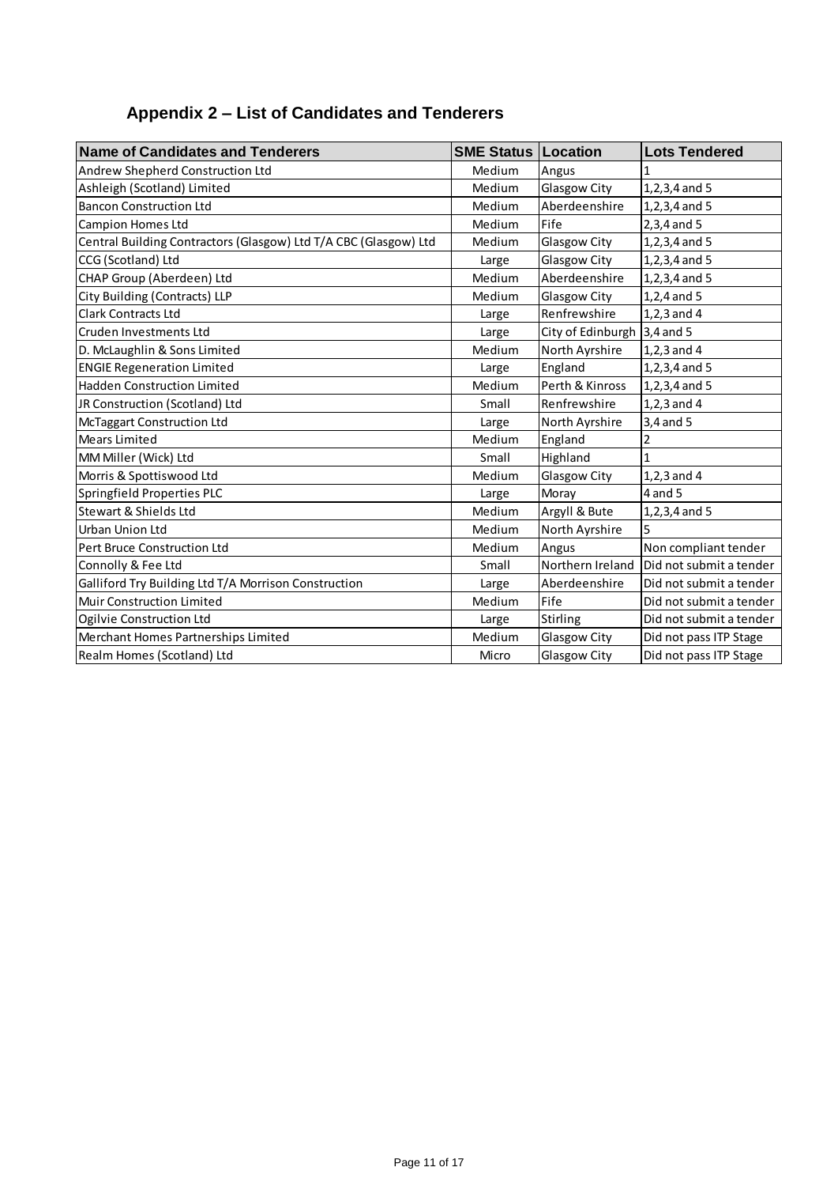## Appendix 2 – List of Candidates and Tenderers

| Name of Candidates and Tenderers | SME Status | Location | Lots Tendered |
|---|---|---|---|
| Andrew Shepherd Construction Ltd | Medium | Angus | 1 |
| Ashleigh (Scotland) Limited | Medium | Glasgow City | 1,2,3,4 and 5 |
| Bancon Construction Ltd | Medium | Aberdeenshire | 1,2,3,4 and 5 |
| Campion Homes Ltd | Medium | Fife | 2,3,4 and 5 |
| Central Building Contractors (Glasgow) Ltd T/A CBC (Glasgow) Ltd | Medium | Glasgow City | 1,2,3,4 and 5 |
| CCG (Scotland) Ltd | Large | Glasgow City | 1,2,3,4 and 5 |
| CHAP Group (Aberdeen) Ltd | Medium | Aberdeenshire | 1,2,3,4 and 5 |
| City Building (Contracts) LLP | Medium | Glasgow City | 1,2,4 and 5 |
| Clark Contracts Ltd | Large | Renfrewshire | 1,2,3 and 4 |
| Cruden Investments Ltd | Large | City of Edinburgh | 3,4 and 5 |
| D. McLaughlin & Sons Limited | Medium | North Ayrshire | 1,2,3 and 4 |
| ENGIE Regeneration Limited | Large | England | 1,2,3,4 and 5 |
| Hadden Construction Limited | Medium | Perth & Kinross | 1,2,3,4 and 5 |
| JR Construction (Scotland) Ltd | Small | Renfrewshire | 1,2,3 and 4 |
| McTaggart Construction Ltd | Large | North Ayrshire | 3,4 and 5 |
| Mears Limited | Medium | England | 2 |
| MM Miller (Wick) Ltd | Small | Highland | 1 |
| Morris & Spottiswood Ltd | Medium | Glasgow City | 1,2,3 and 4 |
| Springfield Properties PLC | Large | Moray | 4 and 5 |
| Stewart & Shields Ltd | Medium | Argyll & Bute | 1,2,3,4 and 5 |
| Urban Union Ltd | Medium | North Ayrshire | 5 |
| Pert Bruce Construction Ltd | Medium | Angus | Non compliant tender |
| Connolly & Fee Ltd | Small | Northern Ireland | Did not submit a tender |
| Galliford Try Building Ltd T/A Morrison Construction | Large | Aberdeenshire | Did not submit a tender |
| Muir Construction Limited | Medium | Fife | Did not submit a tender |
| Ogilvie Construction Ltd | Large | Stirling | Did not submit a tender |
| Merchant Homes Partnerships Limited | Medium | Glasgow City | Did not pass ITP Stage |
| Realm Homes (Scotland) Ltd | Micro | Glasgow City | Did not pass ITP Stage |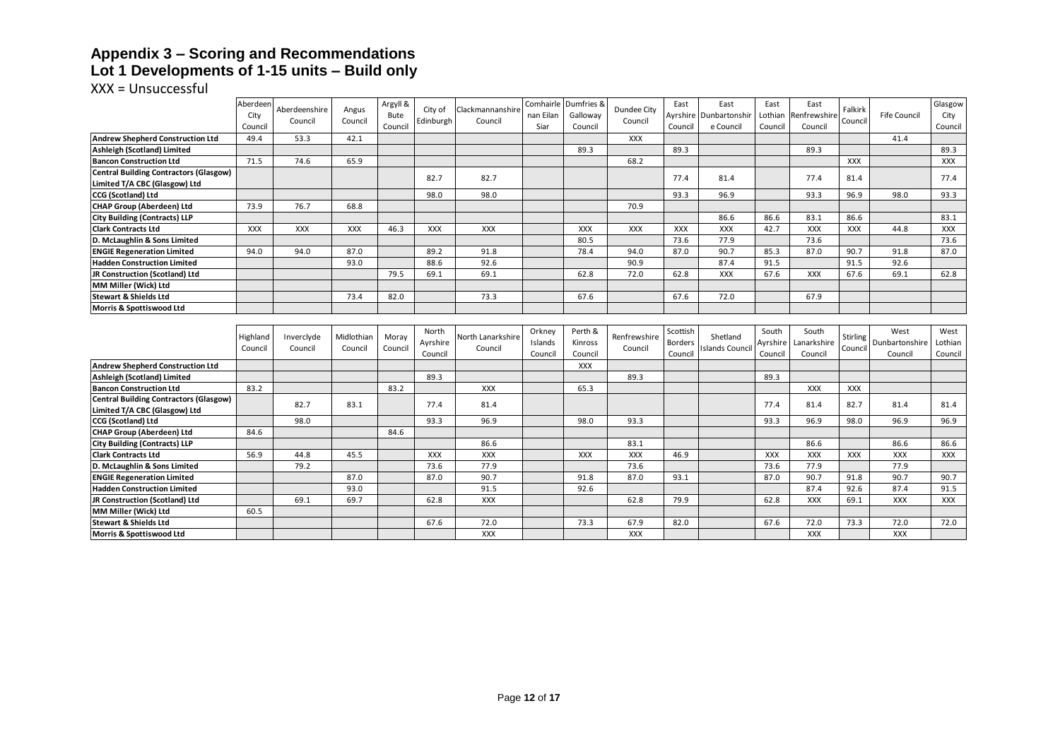# Appendix 3 – Scoring and Recommendations

## Lot 1 Developments of 1-15 units – Build only

XXX = Unsuccessful

| | Aberdeen City Council | Aberdeenshire Council | Angus Council | Argyll & Bute Council | City of Edinburgh | Clackmannanshire Council | Comhairle nan Eilan Siar | Dumfries & Galloway Council | Dundee City Council | East Ayrshire Council | East Dunbartonshire Council | East Lothian Council | East Renfrewshire Council | Falkirk Council | Fife Council | Glasgow City Council |
|---|---|---|---|---|---|---|---|---|---|---|---|---|---|---|---|---|
| **Andrew Shepherd Construction Ltd** | 49.4 | 53.3 | 42.1 | | | | | | XXX | | | | | | 41.4 | |
| **Ashleigh (Scotland) Limited** | | | | | | | | 89.3 | | 89.3 | | | 89.3 | | | 89.3 |
| **Bancon Construction Ltd** | 71.5 | 74.6 | 65.9 | | | | | | 68.2 | | | | | XXX | | XXX |
| **Central Building Contractors (Glasgow) Limited T/A CBC (Glasgow) Ltd** | | | | | 82.7 | 82.7 | | | | 77.4 | 81.4 | | 77.4 | 81.4 | | 77.4 |
| **CCG (Scotland) Ltd** | | | | | 98.0 | 98.0 | | | | 93.3 | 96.9 | | 93.3 | 96.9 | 98.0 | 93.3 |
| **CHAP Group (Aberdeen) Ltd** | 73.9 | 76.7 | 68.8 | | | | | | 70.9 | | | | | | | |
| **City Building (Contracts) LLP** | | | | | | | | | | | 86.6 | 86.6 | 83.1 | 86.6 | | 83.1 |
| **Clark Contracts Ltd** | XXX | XXX | XXX | 46.3 | XXX | XXX | | XXX | XXX | XXX | XXX | 42.7 | XXX | XXX | 44.8 | XXX |
| **D. McLaughlin & Sons Limited** | | | | | | | | 80.5 | | 73.6 | 77.9 | | 73.6 | | | 73.6 |
| **ENGIE Regeneration Limited** | 94.0 | 94.0 | 87.0 | | 89.2 | 91.8 | | 78.4 | 94.0 | 87.0 | 90.7 | 85.3 | 87.0 | 90.7 | 91.8 | 87.0 |
| **Hadden Construction Limited** | | | 93.0 | | 88.6 | 92.6 | | | 90.9 | | 87.4 | 91.5 | | 91.5 | 92.6 | |
| **JR Construction (Scotland) Ltd** | | | | 79.5 | 69.1 | 69.1 | | 62.8 | 72.0 | 62.8 | XXX | 67.6 | XXX | 67.6 | 69.1 | 62.8 |
| **MM Miller (Wick) Ltd** | | | | | | | | | | | | | | | | |
| **Stewart & Shields Ltd** | | | 73.4 | 82.0 | | 73.3 | | 67.6 | | 67.6 | 72.0 | | 67.9 | | | |
| **Morris & Spottiswood Ltd** | | | | | | | | | | | | | | | | |

| | Highland Council | Inverclyde Council | Midlothian Council | Moray Council | North Ayrshire Council | North Lanarkshire Council | Orkney Islands Council | Perth & Kinross Council | Renfrewshire Council | Scottish Borders Council | Shetland Islands Council | South Ayrshire Council | South Lanarkshire Council | Stirling Council | West Dunbartonshire Council | West Lothian Council |
|---|---|---|---|---|---|---|---|---|---|---|---|---|---|---|---|---|
| **Andrew Shepherd Construction Ltd** | | | | | | | | XXX | | | | | | | | |
| **Ashleigh (Scotland) Limited** | | | | | 89.3 | | | | 89.3 | | | 89.3 | | | | |
| **Bancon Construction Ltd** | 83.2 | | | 83.2 | | XXX | | 65.3 | | | | | XXX | XXX | | |
| **Central Building Contractors (Glasgow) Limited T/A CBC (Glasgow) Ltd** | | 82.7 | 83.1 | | 77.4 | 81.4 | | | | | | 77.4 | 81.4 | 82.7 | 81.4 | 81.4 |
| **CCG (Scotland) Ltd** | | 98.0 | | | 93.3 | 96.9 | | 98.0 | 93.3 | | | 93.3 | 96.9 | 98.0 | 96.9 | 96.9 |
| **CHAP Group (Aberdeen) Ltd** | 84.6 | | | 84.6 | | | | | | | | | | | | |
| **City Building (Contracts) LLP** | | | | | | 86.6 | | | 83.1 | | | | 86.6 | | 86.6 | 86.6 |
| **Clark Contracts Ltd** | 56.9 | 44.8 | 45.5 | | XXX | XXX | | XXX | XXX | 46.9 | | XXX | XXX | XXX | XXX | XXX |
| **D. McLaughlin & Sons Limited** | | 79.2 | | | 73.6 | 77.9 | | | 73.6 | | | 73.6 | 77.9 | | 77.9 | |
| **ENGIE Regeneration Limited** | | | 87.0 | | 87.0 | 90.7 | | 91.8 | 87.0 | 93.1 | | 87.0 | 90.7 | 91.8 | 90.7 | 90.7 |
| **Hadden Construction Limited** | | | 93.0 | | | 91.5 | | 92.6 | | | | | 87.4 | 92.6 | 87.4 | 91.5 |
| **JR Construction (Scotland) Ltd** | | 69.1 | 69.7 | | 62.8 | XXX | | | 62.8 | 79.9 | | 62.8 | XXX | 69.1 | XXX | XXX |
| **MM Miller (Wick) Ltd** | 60.5 | | | | | | | | | | | | | | | |
| **Stewart & Shields Ltd** | | | | | 67.6 | 72.0 | | 73.3 | 67.9 | 82.0 | | 67.6 | 72.0 | 73.3 | 72.0 | 72.0 |
| **Morris & Spottiswood Ltd** | | | | | | XXX | | | XXX | | | | XXX | | XXX | |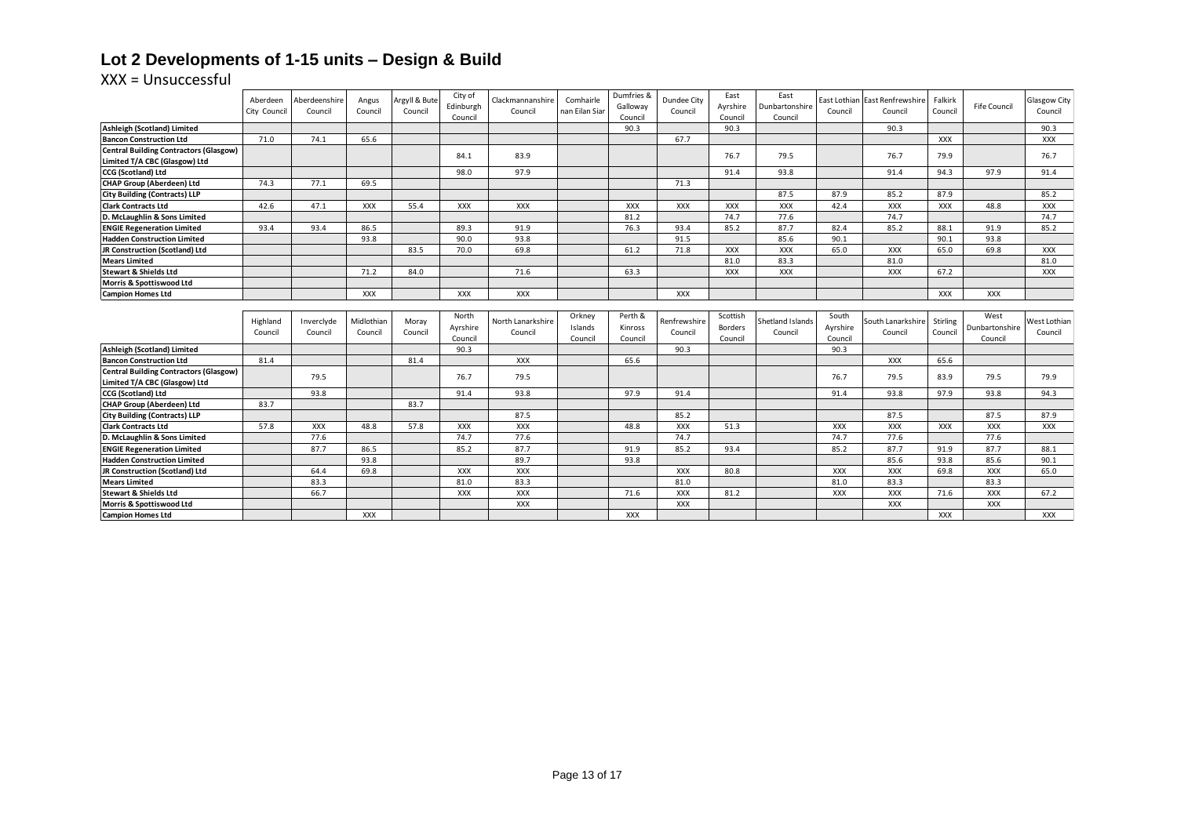# Lot 2 Developments of 1-15 units – Design & Build

XXX = Unsuccessful

| | Aberdeen City Council | Aberdeenshire Council | Angus Council | Argyll & Bute Council | City of Edinburgh Council | Clackmannanshire Council | Comhairle nan Eilan Siar | Dumfries & Galloway Council | Dundee City Council | East Ayrshire Council | East Dunbartonshire Council | East Lothian Council | East Renfrewshire Council | Falkirk Council | Fife Council | Glasgow City Council |
|---|---|---|---|---|---|---|---|---|---|---|---|---|---|---|---|---|
| **Ashleigh (Scotland) Limited** | | | | | | | | 90.3 | | 90.3 | | | 90.3 | | | 90.3 |
| **Bancon Construction Ltd** | 71.0 | 74.1 | 65.6 | | | | | | 67.7 | | | | | XXX | | XXX |
| **Central Building Contractors (Glasgow) Limited T/A CBC (Glasgow) Ltd** | | | | | 84.1 | 83.9 | | | | 76.7 | 79.5 | | 76.7 | 79.9 | | 76.7 |
| **CCG (Scotland) Ltd** | | | | | 98.0 | 97.9 | | | | 91.4 | 93.8 | | 91.4 | 94.3 | 97.9 | 91.4 |
| **CHAP Group (Aberdeen) Ltd** | 74.3 | 77.1 | 69.5 | | | | | | 71.3 | | | | | | | |
| **City Building (Contracts) LLP** | | | | | | | | | | | 87.5 | 87.9 | 85.2 | 87.9 | | 85.2 |
| **Clark Contracts Ltd** | 42.6 | 47.1 | XXX | 55.4 | XXX | XXX | | XXX | XXX | XXX | XXX | 42.4 | XXX | XXX | 48.8 | XXX |
| **D. McLaughlin & Sons Limited** | | | | | | | | 81.2 | | 74.7 | 77.6 | | 74.7 | | | 74.7 |
| **ENGIE Regeneration Limited** | 93.4 | 93.4 | 86.5 | | 89.3 | 91.9 | | 76.3 | 93.4 | 85.2 | 87.7 | 82.4 | 85.2 | 88.1 | 91.9 | 85.2 |
| **Hadden Construction Limited** | | | 93.8 | | 90.0 | 93.8 | | | 91.5 | | 85.6 | 90.1 | | 90.1 | 93.8 | |
| **JR Construction (Scotland) Ltd** | | | | 83.5 | 70.0 | 69.8 | | 61.2 | 71.8 | XXX | XXX | 65.0 | XXX | 65.0 | 69.8 | XXX |
| **Mears Limited** | | | | | | | | | | 81.0 | 83.3 | | 81.0 | | | 81.0 |
| **Stewart & Shields Ltd** | | | 71.2 | 84.0 | | 71.6 | | 63.3 | | XXX | XXX | | XXX | 67.2 | | XXX |
| **Morris & Spottiswood Ltd** | | | | | | | | | | | | | | | | |
| **Campion Homes Ltd** | | | XXX | | XXX | XXX | | | XXX | | | | | XXX | XXX | |

| | Highland Council | Inverclyde Council | Midlothian Council | Moray Council | North Ayrshire Council | North Lanarkshire Council | Orkney Islands Council | Perth & Kinross Council | Renfrewshire Council | Scottish Borders Council | Shetland Islands Council | South Ayrshire Council | South Lanarkshire Council | Stirling Council | West Dunbartonshire Council | West Lothian Council |
|---|---|---|---|---|---|---|---|---|---|---|---|---|---|---|---|---|
| **Ashleigh (Scotland) Limited** | | | | | 90.3 | | | | 90.3 | | | 90.3 | | | | |
| **Bancon Construction Ltd** | 81.4 | | | 81.4 | | XXX | | 65.6 | | | | | XXX | 65.6 | | |
| **Central Building Contractors (Glasgow) Limited T/A CBC (Glasgow) Ltd** | | 79.5 | | | 76.7 | 79.5 | | | | | | 76.7 | 79.5 | 83.9 | 79.5 | 79.9 |
| **CCG (Scotland) Ltd** | | 93.8 | | | 91.4 | 93.8 | | 97.9 | 91.4 | | | 91.4 | 93.8 | 97.9 | 93.8 | 94.3 |
| **CHAP Group (Aberdeen) Ltd** | 83.7 | | | 83.7 | | | | | | | | | | | | |
| **City Building (Contracts) LLP** | | | | | | 87.5 | | | 85.2 | | | | 87.5 | | 87.5 | 87.9 |
| **Clark Contracts Ltd** | 57.8 | XXX | 48.8 | 57.8 | XXX | XXX | | 48.8 | XXX | 51.3 | | XXX | XXX | XXX | XXX | XXX |
| **D. McLaughlin & Sons Limited** | | 77.6 | | | 74.7 | 77.6 | | | 74.7 | | | 74.7 | 77.6 | | 77.6 | |
| **ENGIE Regeneration Limited** | | 87.7 | 86.5 | | 85.2 | 87.7 | | 91.9 | 85.2 | 93.4 | | 85.2 | 87.7 | 91.9 | 87.7 | 88.1 |
| **Hadden Construction Limited** | | | 93.8 | | | 89.7 | | 93.8 | | | | | 85.6 | 93.8 | 85.6 | 90.1 |
| **JR Construction (Scotland) Ltd** | | 64.4 | 69.8 | | XXX | XXX | | | XXX | 80.8 | | XXX | XXX | 69.8 | XXX | 65.0 |
| **Mears Limited** | | 83.3 | | | 81.0 | 83.3 | | | 81.0 | | | 81.0 | 83.3 | | 83.3 | |
| **Stewart & Shields Ltd** | | 66.7 | | | XXX | XXX | | 71.6 | XXX | 81.2 | | XXX | XXX | 71.6 | XXX | 67.2 |
| **Morris & Spottiswood Ltd** | | | | | | XXX | | | XXX | | | | XXX | | XXX | |
| **Campion Homes Ltd** | | | XXX | | | | | XXX | | | | | | XXX | | XXX |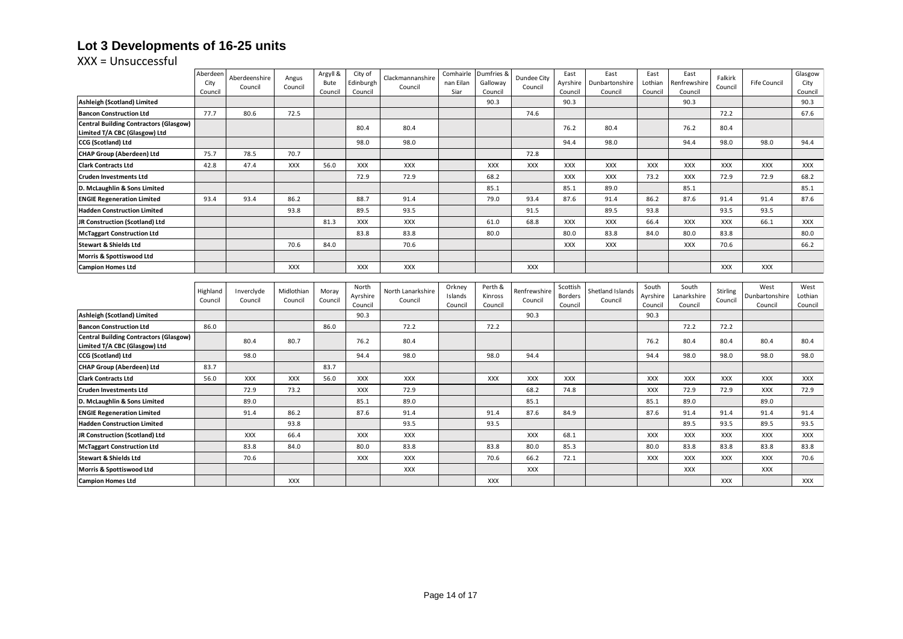# Lot 3 Developments of 16-25 units

XXX = Unsuccessful

| | Aberdeen City Council | Aberdeenshire Council | Angus Council | Argyll & Bute Council | City of Edinburgh Council | Clackmannanshire Council | Comhairle nan Eilan Siar | Dumfries & Galloway Council | Dundee City Council | East Ayrshire Council | East Dunbartonshire Council | East Lothian Council | East Renfrewshire Council | Falkirk Council | Fife Council | Glasgow City Council |
|---|---|---|---|---|---|---|---|---|---|---|---|---|---|---|---|---|
| **Ashleigh (Scotland) Limited** | | | | | | | | 90.3 | | 90.3 | | | 90.3 | | | 90.3 |
| **Bancon Construction Ltd** | 77.7 | 80.6 | 72.5 | | | | | | 74.6 | | | | | 72.2 | | 67.6 |
| **Central Building Contractors (Glasgow) Limited T/A CBC (Glasgow) Ltd** | | | | | 80.4 | 80.4 | | | | 76.2 | 80.4 | | 76.2 | 80.4 | | |
| **CCG (Scotland) Ltd** | | | | | 98.0 | 98.0 | | | | 94.4 | 98.0 | | 94.4 | 98.0 | 98.0 | 94.4 |
| **CHAP Group (Aberdeen) Ltd** | 75.7 | 78.5 | 70.7 | | | | | | 72.8 | | | | | | | |
| **Clark Contracts Ltd** | 42.8 | 47.4 | XXX | 56.0 | XXX | XXX | | XXX | XXX | XXX | XXX | XXX | XXX | XXX | XXX | XXX |
| **Cruden Investments Ltd** | | | | | 72.9 | 72.9 | | 68.2 | | XXX | XXX | 73.2 | XXX | 72.9 | 72.9 | 68.2 |
| **D. McLaughlin & Sons Limited** | | | | | | | | 85.1 | | 85.1 | 89.0 | | 85.1 | | | 85.1 |
| **ENGIE Regeneration Limited** | 93.4 | 93.4 | 86.2 | | 88.7 | 91.4 | | 79.0 | 93.4 | 87.6 | 91.4 | 86.2 | 87.6 | 91.4 | 91.4 | 87.6 |
| **Hadden Construction Limited** | | | 93.8 | | 89.5 | 93.5 | | | 91.5 | | 89.5 | 93.8 | | 93.5 | 93.5 | |
| **JR Construction (Scotland) Ltd** | | | | 81.3 | XXX | XXX | | 61.0 | 68.8 | XXX | XXX | 66.4 | XXX | XXX | 66.1 | XXX |
| **McTaggart Construction Ltd** | | | | | 83.8 | 83.8 | | 80.0 | | 80.0 | 83.8 | 84.0 | 80.0 | 83.8 | | 80.0 |
| **Stewart & Shields Ltd** | | | 70.6 | 84.0 | | 70.6 | | | | XXX | XXX | | XXX | 70.6 | | 66.2 |
| **Morris & Spottiswood Ltd** | | | | | | | | | | | | | | | | |
| **Campion Homes Ltd** | | | XXX | | XXX | XXX | | | XXX | | | | | XXX | XXX | |

| | Highland Council | Inverclyde Council | Midlothian Council | Moray Council | North Ayrshire Council | North Lanarkshire Council | Orkney Islands Council | Perth & Kinross Council | Renfrewshire Council | Scottish Borders Council | Shetland Islands Council | South Ayrshire Council | South Lanarkshire Council | Stirling Council | West Dunbartonshire Council | West Lothian Council |
|---|---|---|---|---|---|---|---|---|---|---|---|---|---|---|---|---|
| **Ashleigh (Scotland) Limited** | | | | | 90.3 | | | | 90.3 | | | 90.3 | | | | |
| **Bancon Construction Ltd** | 86.0 | | | 86.0 | | 72.2 | | 72.2 | | | | | 72.2 | 72.2 | | |
| **Central Building Contractors (Glasgow) Limited T/A CBC (Glasgow) Ltd** | | 80.4 | 80.7 | | 76.2 | 80.4 | | | | | | 76.2 | 80.4 | 80.4 | 80.4 | 80.4 |
| **CCG (Scotland) Ltd** | | 98.0 | | | 94.4 | 98.0 | | 98.0 | 94.4 | | | 94.4 | 98.0 | 98.0 | 98.0 | 98.0 |
| **CHAP Group (Aberdeen) Ltd** | 83.7 | | | 83.7 | | | | | | | | | | | | |
| **Clark Contracts Ltd** | 56.0 | XXX | XXX | 56.0 | XXX | XXX | | XXX | XXX | XXX | | XXX | XXX | XXX | XXX | XXX |
| **Cruden Investments Ltd** | | 72.9 | 73.2 | | XXX | 72.9 | | | 68.2 | 74.8 | | XXX | 72.9 | 72.9 | XXX | 72.9 |
| **D. McLaughlin & Sons Limited** | | 89.0 | | | 85.1 | 89.0 | | | 85.1 | | | 85.1 | 89.0 | | 89.0 | |
| **ENGIE Regeneration Limited** | | 91.4 | 86.2 | | 87.6 | 91.4 | | 91.4 | 87.6 | 84.9 | | 87.6 | 91.4 | 91.4 | 91.4 | 91.4 |
| **Hadden Construction Limited** | | | 93.8 | | | 93.5 | | 93.5 | | | | | 89.5 | 93.5 | 89.5 | 93.5 |
| **JR Construction (Scotland) Ltd** | | XXX | 66.4 | | XXX | XXX | | | XXX | 68.1 | | XXX | XXX | XXX | XXX | XXX |
| **McTaggart Construction Ltd** | | 83.8 | 84.0 | | 80.0 | 83.8 | | 83.8 | 80.0 | 85.3 | | 80.0 | 83.8 | 83.8 | 83.8 | 83.8 |
| **Stewart & Shields Ltd** | | 70.6 | | | XXX | XXX | | 70.6 | 66.2 | 72.1 | | XXX | XXX | XXX | XXX | 70.6 |
| **Morris & Spottiswood Ltd** | | | | | | XXX | | | XXX | | | | XXX | | XXX | |
| **Campion Homes Ltd** | | | XXX | | | | | XXX | | | | | | XXX | | XXX |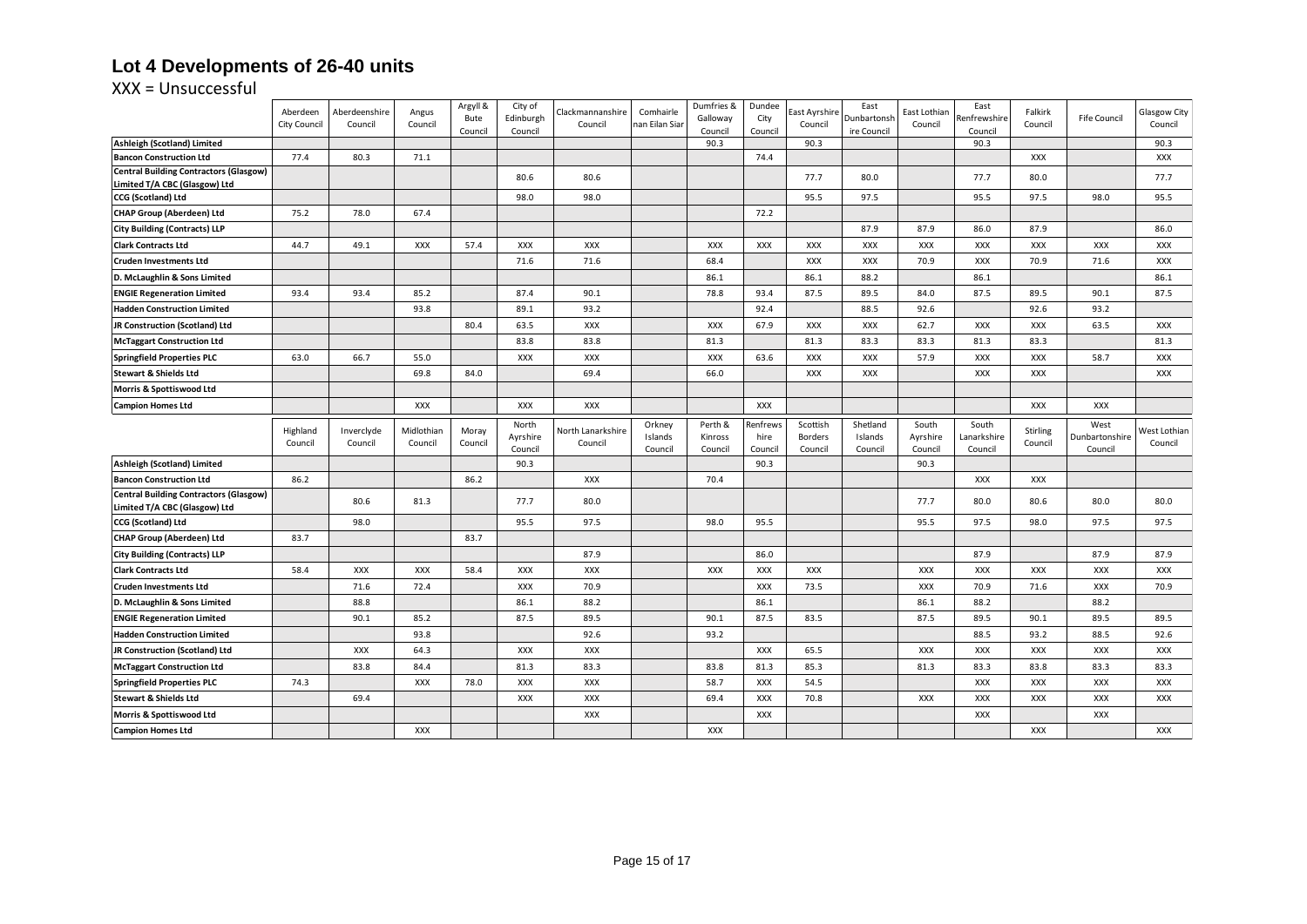# Lot 4 Developments of 26-40 units

XXX = Unsuccessful

| | Aberdeen City Council | Aberdeenshire Council | Angus Council | Argyll & Bute Council | City of Edinburgh Council | Clackmannanshire Council | Comhairle nan Eilan Siar | Dumfries & Galloway Council | Dundee City Council | East Ayrshire Council | East Dunbartonshire Council | East Lothian Council | East Renfrewshire Council | Falkirk Council | Fife Council | Glasgow City Council |
|---|---|---|---|---|---|---|---|---|---|---|---|---|---|---|---|---|
| **Ashleigh (Scotland) Limited** | | | | | | | | 90.3 | | 90.3 | | | 90.3 | | | 90.3 |
| **Bancon Construction Ltd** | 77.4 | 80.3 | 71.1 | | | | | | 74.4 | | | | | XXX | | XXX |
| **Central Building Contractors (Glasgow) Limited T/A CBC (Glasgow) Ltd** | | | | | 80.6 | 80.6 | | | | 77.7 | 80.0 | | 77.7 | 80.0 | | 77.7 |
| **CCG (Scotland) Ltd** | | | | | 98.0 | 98.0 | | | | 95.5 | 97.5 | | 95.5 | 97.5 | 98.0 | 95.5 |
| **CHAP Group (Aberdeen) Ltd** | 75.2 | 78.0 | 67.4 | | | | | | 72.2 | | | | | | | |
| **City Building (Contracts) LLP** | | | | | | | | | | | 87.9 | 87.9 | 86.0 | 87.9 | | 86.0 |
| **Clark Contracts Ltd** | 44.7 | 49.1 | XXX | 57.4 | XXX | XXX | | XXX | XXX | XXX | XXX | XXX | XXX | XXX | XXX | XXX |
| **Cruden Investments Ltd** | | | | | 71.6 | 71.6 | | 68.4 | | XXX | XXX | 70.9 | XXX | 70.9 | 71.6 | XXX |
| **D. McLaughlin & Sons Limited** | | | | | | | | 86.1 | | 86.1 | 88.2 | | 86.1 | | | 86.1 |
| **ENGIE Regeneration Limited** | 93.4 | 93.4 | 85.2 | | 87.4 | 90.1 | | 78.8 | 93.4 | 87.5 | 89.5 | 84.0 | 87.5 | 89.5 | 90.1 | 87.5 |
| **Hadden Construction Limited** | | | 93.8 | | 89.1 | 93.2 | | | 92.4 | | 88.5 | 92.6 | | 92.6 | 93.2 | |
| **JR Construction (Scotland) Ltd** | | | | 80.4 | 63.5 | XXX | | XXX | 67.9 | XXX | XXX | 62.7 | XXX | XXX | 63.5 | XXX |
| **McTaggart Construction Ltd** | | | | | 83.8 | 83.8 | | 81.3 | | 81.3 | 83.3 | 83.3 | 81.3 | 83.3 | | 81.3 |
| **Springfield Properties PLC** | 63.0 | 66.7 | 55.0 | | XXX | XXX | | XXX | 63.6 | XXX | XXX | 57.9 | XXX | XXX | 58.7 | XXX |
| **Stewart & Shields Ltd** | | | 69.8 | 84.0 | | 69.4 | | 66.0 | | XXX | XXX | | XXX | XXX | | XXX |
| **Morris & Spottiswood Ltd** | | | | | | | | | | | | | | | | |
| **Campion Homes Ltd** | | | XXX | | XXX | XXX | | | XXX | | | | | XXX | XXX | |

| | Highland Council | Inverclyde Council | Midlothian Council | Moray Council | North Ayrshire Council | North Lanarkshire Council | Orkney Islands Council | Perth & Kinross Council | Renfrewshire Council | Scottish Borders Council | Shetland Islands Council | South Ayrshire Council | South Lanarkshire Council | Stirling Council | West Dunbartonshire Council | West Lothian Council |
|---|---|---|---|---|---|---|---|---|---|---|---|---|---|---|---|---|
| **Ashleigh (Scotland) Limited** | | | | | 90.3 | | | | 90.3 | | | 90.3 | | | | |
| **Bancon Construction Ltd** | 86.2 | | | 86.2 | | XXX | | 70.4 | | | | | XXX | XXX | | |
| **Central Building Contractors (Glasgow) Limited T/A CBC (Glasgow) Ltd** | | 80.6 | 81.3 | | 77.7 | 80.0 | | | | | | 77.7 | 80.0 | 80.6 | 80.0 | 80.0 |
| **CCG (Scotland) Ltd** | | 98.0 | | | 95.5 | 97.5 | | 98.0 | 95.5 | | | 95.5 | 97.5 | 98.0 | 97.5 | 97.5 |
| **CHAP Group (Aberdeen) Ltd** | 83.7 | | | 83.7 | | | | | | | | | | | | |
| **City Building (Contracts) LLP** | | | | | | 87.9 | | | 86.0 | | | | 87.9 | | 87.9 | 87.9 |
| **Clark Contracts Ltd** | 58.4 | XXX | XXX | 58.4 | XXX | XXX | | XXX | XXX | XXX | | XXX | XXX | XXX | XXX | XXX |
| **Cruden Investments Ltd** | | 71.6 | 72.4 | | XXX | 70.9 | | | XXX | 73.5 | | XXX | 70.9 | 71.6 | XXX | 70.9 |
| **D. McLaughlin & Sons Limited** | | 88.8 | | | 86.1 | 88.2 | | | 86.1 | | | 86.1 | 88.2 | | 88.2 | |
| **ENGIE Regeneration Limited** | | 90.1 | 85.2 | | 87.5 | 89.5 | | 90.1 | 87.5 | 83.5 | | 87.5 | 89.5 | 90.1 | 89.5 | 89.5 |
| **Hadden Construction Limited** | | | 93.8 | | | 92.6 | | 93.2 | | | | | 88.5 | 93.2 | 88.5 | 92.6 |
| **JR Construction (Scotland) Ltd** | | XXX | 64.3 | | XXX | XXX | | | XXX | 65.5 | | XXX | XXX | XXX | XXX | XXX |
| **McTaggart Construction Ltd** | | 83.8 | 84.4 | | 81.3 | 83.3 | | 83.8 | 81.3 | 85.3 | | 81.3 | 83.3 | 83.8 | 83.3 | 83.3 |
| **Springfield Properties PLC** | 74.3 | | XXX | 78.0 | XXX | XXX | | 58.7 | XXX | 54.5 | | | XXX | XXX | XXX | XXX |
| **Stewart & Shields Ltd** | | 69.4 | | | XXX | XXX | | 69.4 | XXX | 70.8 | | XXX | XXX | XXX | XXX | XXX |
| **Morris & Spottiswood Ltd** | | | | | | XXX | | | XXX | | | | XXX | | XXX | |
| **Campion Homes Ltd** | | | XXX | | | | | XXX | | | | | | XXX | | XXX |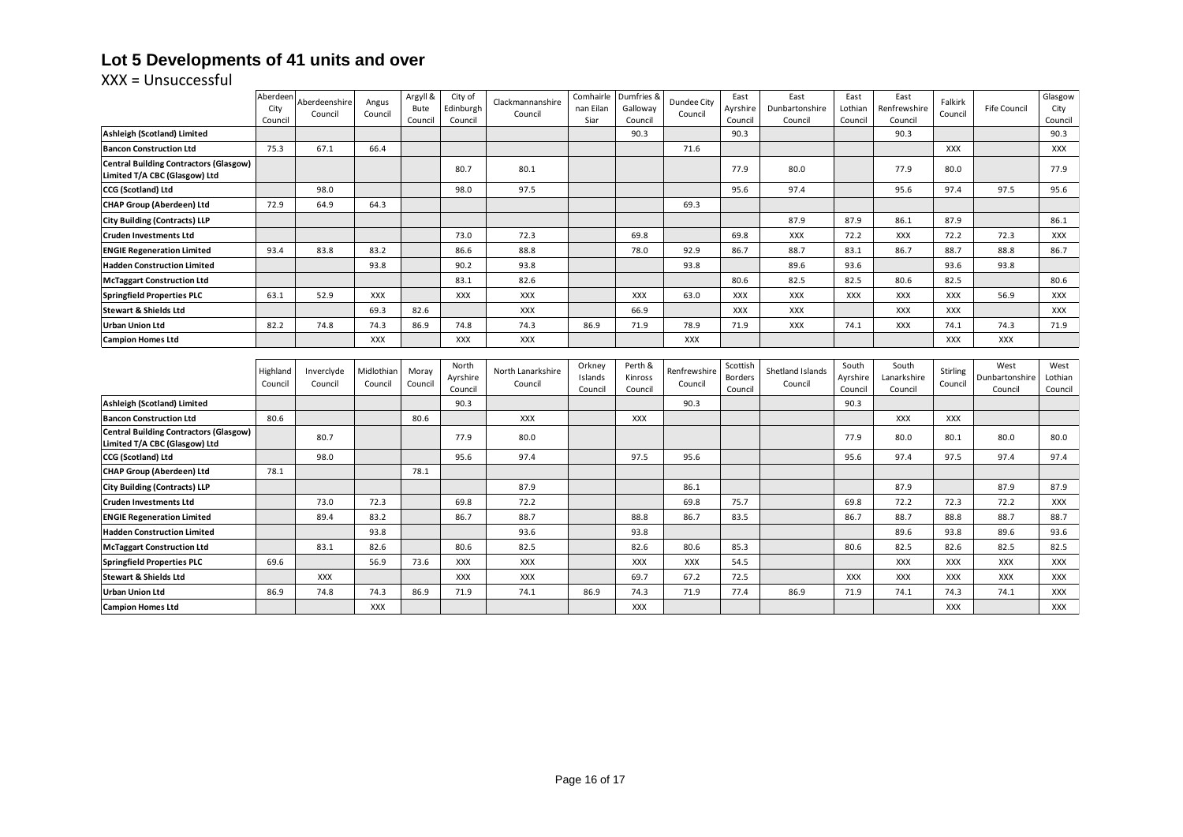# Lot 5 Developments of 41 units and over

XXX = Unsuccessful

| | Aberdeen City Council | Aberdeenshire Council | Angus Council | Argyll & Bute Council | City of Edinburgh Council | Clackmannanshire Council | Comhairle nan Eilan Siar | Dumfries & Galloway Council | Dundee City Council | East Ayrshire Council | East Dunbartonshire Council | East Lothian Council | East Renfrewshire Council | Falkirk Council | Fife Council | Glasgow City Council |
|---|---|---|---|---|---|---|---|---|---|---|---|---|---|---|---|---|
| **Ashleigh (Scotland) Limited** | | | | | | | | 90.3 | | 90.3 | | | 90.3 | | | 90.3 |
| **Bancon Construction Ltd** | 75.3 | 67.1 | 66.4 | | | | | | 71.6 | | | | | XXX | | XXX |
| **Central Building Contractors (Glasgow) Limited T/A CBC (Glasgow) Ltd** | | | | | 80.7 | 80.1 | | | | 77.9 | 80.0 | | 77.9 | 80.0 | | 77.9 |
| **CCG (Scotland) Ltd** | | 98.0 | | | 98.0 | 97.5 | | | | 95.6 | 97.4 | | 95.6 | 97.4 | 97.5 | 95.6 |
| **CHAP Group (Aberdeen) Ltd** | 72.9 | 64.9 | 64.3 | | | | | | 69.3 | | | | | | | |
| **City Building (Contracts) LLP** | | | | | | | | | | | 87.9 | 87.9 | 86.1 | 87.9 | | 86.1 |
| **Cruden Investments Ltd** | | | | | 73.0 | 72.3 | | 69.8 | | 69.8 | XXX | 72.2 | XXX | 72.2 | 72.3 | XXX |
| **ENGIE Regeneration Limited** | 93.4 | 83.8 | 83.2 | | 86.6 | 88.8 | | 78.0 | 92.9 | 86.7 | 88.7 | 83.1 | 86.7 | 88.7 | 88.8 | 86.7 |
| **Hadden Construction Limited** | | | 93.8 | | 90.2 | 93.8 | | | 93.8 | | 89.6 | 93.6 | | 93.6 | 93.8 | |
| **McTaggart Construction Ltd** | | | | | 83.1 | 82.6 | | | | 80.6 | 82.5 | 82.5 | 80.6 | 82.5 | | 80.6 |
| **Springfield Properties PLC** | 63.1 | 52.9 | XXX | | XXX | XXX | | XXX | 63.0 | XXX | XXX | XXX | XXX | XXX | 56.9 | XXX |
| **Stewart & Shields Ltd** | | | 69.3 | 82.6 | | XXX | | 66.9 | | XXX | XXX | | XXX | XXX | | XXX |
| **Urban Union Ltd** | 82.2 | 74.8 | 74.3 | 86.9 | 74.8 | 74.3 | 86.9 | 71.9 | 78.9 | 71.9 | XXX | 74.1 | XXX | 74.1 | 74.3 | 71.9 |
| **Campion Homes Ltd** | | | XXX | | XXX | XXX | | | XXX | | | | | XXX | XXX | |

| | Highland Council | Inverclyde Council | Midlothian Council | Moray Council | North Ayrshire Council | North Lanarkshire Council | Orkney Islands Council | Perth & Kinross Council | Renfrewshire Council | Scottish Borders Council | Shetland Islands Council | South Ayrshire Council | South Lanarkshire Council | Stirling Council | West Dunbartonshire Council | West Lothian Council |
|---|---|---|---|---|---|---|---|---|---|---|---|---|---|---|---|---|
| **Ashleigh (Scotland) Limited** | | | | | 90.3 | | | | 90.3 | | | 90.3 | | | | |
| **Bancon Construction Ltd** | 80.6 | | | 80.6 | | XXX | | XXX | | | | | XXX | XXX | | |
| **Central Building Contractors (Glasgow) Limited T/A CBC (Glasgow) Ltd** | | 80.7 | | | 77.9 | 80.0 | | | | | | 77.9 | 80.0 | 80.1 | 80.0 | 80.0 |
| **CCG (Scotland) Ltd** | | 98.0 | | | 95.6 | 97.4 | | 97.5 | 95.6 | | | 95.6 | 97.4 | 97.5 | 97.4 | 97.4 |
| **CHAP Group (Aberdeen) Ltd** | 78.1 | | | 78.1 | | | | | | | | | | | | |
| **City Building (Contracts) LLP** | | | | | | 87.9 | | | 86.1 | | | | 87.9 | | 87.9 | 87.9 |
| **Cruden Investments Ltd** | | 73.0 | 72.3 | | 69.8 | 72.2 | | | 69.8 | 75.7 | | 69.8 | 72.2 | 72.3 | 72.2 | XXX |
| **ENGIE Regeneration Limited** | | 89.4 | 83.2 | | 86.7 | 88.7 | | 88.8 | 86.7 | 83.5 | | 86.7 | 88.7 | 88.8 | 88.7 | 88.7 |
| **Hadden Construction Limited** | | | 93.8 | | | 93.6 | | 93.8 | | | | | 89.6 | 93.8 | 89.6 | 93.6 |
| **McTaggart Construction Ltd** | | 83.1 | 82.6 | | 80.6 | 82.5 | | 82.6 | 80.6 | 85.3 | | 80.6 | 82.5 | 82.6 | 82.5 | 82.5 |
| **Springfield Properties PLC** | 69.6 | | 56.9 | 73.6 | XXX | XXX | | XXX | XXX | 54.5 | | | XXX | XXX | XXX | XXX |
| **Stewart & Shields Ltd** | | XXX | | | XXX | XXX | | 69.7 | 67.2 | 72.5 | | XXX | XXX | XXX | XXX | XXX |
| **Urban Union Ltd** | 86.9 | 74.8 | 74.3 | 86.9 | 71.9 | 74.1 | 86.9 | 74.3 | 71.9 | 77.4 | 86.9 | 71.9 | 74.1 | 74.3 | 74.1 | XXX |
| **Campion Homes Ltd** | | | XXX | | | | | XXX | | | | | | XXX | | XXX |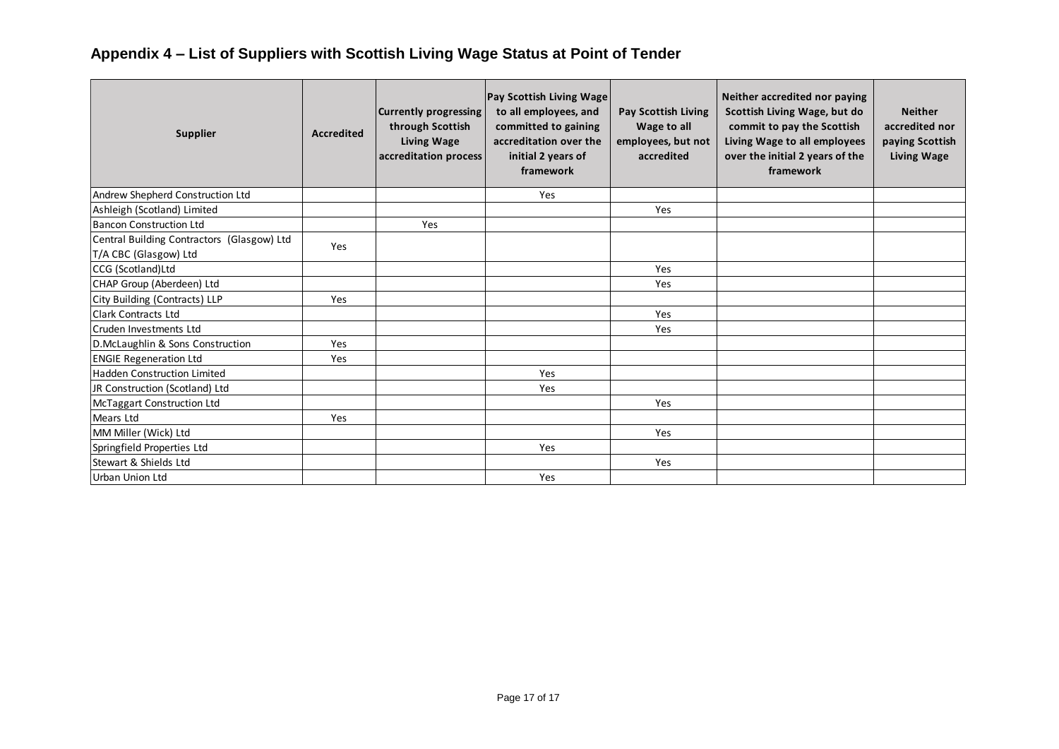## Appendix 4 – List of Suppliers with Scottish Living Wage Status at Point of Tender

| Supplier | Accredited | Currently progressing through Scottish Living Wage accreditation process | Pay Scottish Living Wage to all employees, and committed to gaining accreditation over the initial 2 years of framework | Pay Scottish Living Wage to all employees, but not accredited | Neither accredited nor paying Scottish Living Wage, but do commit to pay the Scottish Living Wage to all employees over the initial 2 years of the framework | Neither accredited nor paying Scottish Living Wage |
|---|---|---|---|---|---|---|
| Andrew Shepherd Construction Ltd | | | Yes | | | |
| Ashleigh (Scotland) Limited | | | | Yes | | |
| Bancon Construction Ltd | | Yes | | | | |
| Central Building Contractors (Glasgow) Ltd T/A CBC (Glasgow) Ltd | Yes | | | | | |
| CCG (Scotland)Ltd | | | | Yes | | |
| CHAP Group (Aberdeen) Ltd | | | | Yes | | |
| City Building (Contracts) LLP | Yes | | | | | |
| Clark Contracts Ltd | | | | Yes | | |
| Cruden Investments Ltd | | | | Yes | | |
| D.McLaughlin & Sons Construction | Yes | | | | | |
| ENGIE Regeneration Ltd | Yes | | | | | |
| Hadden Construction Limited | | | Yes | | | |
| JR Construction (Scotland) Ltd | | | Yes | | | |
| McTaggart Construction Ltd | | | | Yes | | |
| Mears Ltd | Yes | | | | | |
| MM Miller (Wick) Ltd | | | | Yes | | |
| Springfield Properties Ltd | | | Yes | | | |
| Stewart & Shields Ltd | | | | Yes | | |
| Urban Union Ltd | | | Yes | | | |